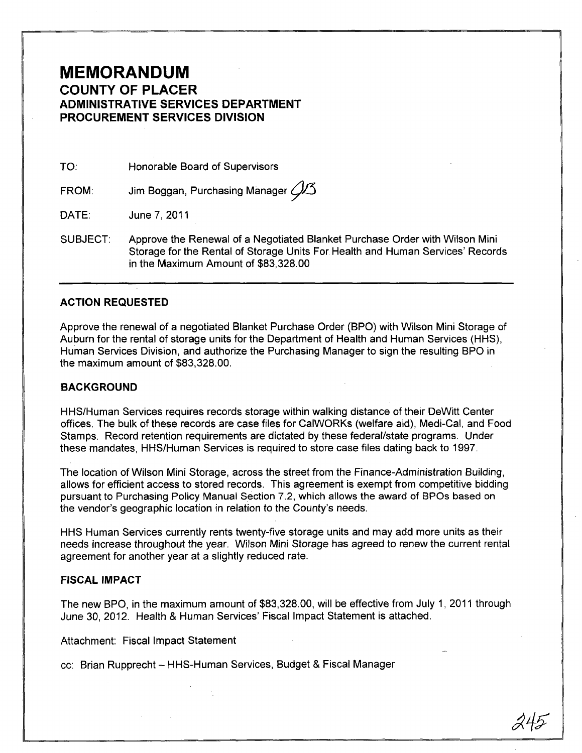# MEMORANDUM

## COUNTY OF PLACER
## ADMINISTRATIVE SERVICES DEPARTMENT
## PROCUREMENT SERVICES DIVISION

TO: Honorable Board of Supervisors

FROM: Jim Boggan, Purchasing Manager JB

DATE: June 7, 2011

SUBJECT: Approve the Renewal of a Negotiated Blanket Purchase Order with Wilson Mini Storage for the Rental of Storage Units For Health and Human Services' Records in the Maximum Amount of $83,328.00

---

### ACTION REQUESTED

Approve the renewal of a negotiated Blanket Purchase Order (BPO) with Wilson Mini Storage of Auburn for the rental of storage units for the Department of Health and Human Services (HHS), Human Services Division, and authorize the Purchasing Manager to sign the resulting BPO in the maximum amount of $83,328.00.

### BACKGROUND

HHS/Human Services requires records storage within walking distance of their DeWitt Center offices. The bulk of these records are case files for CalWORKs (welfare aid), Medi-Cal, and Food Stamps. Record retention requirements are dictated by these federal/state programs. Under these mandates, HHS/Human Services is required to store case files dating back to 1997.

The location of Wilson Mini Storage, across the street from the Finance-Administration Building, allows for efficient access to stored records. This agreement is exempt from competitive bidding pursuant to Purchasing Policy Manual Section 7.2, which allows the award of BPOs based on the vendor's geographic location in relation to the County's needs.

HHS Human Services currently rents twenty-five storage units and may add more units as their needs increase throughout the year. Wilson Mini Storage has agreed to renew the current rental agreement for another year at a slightly reduced rate.

### FISCAL IMPACT

The new BPO, in the maximum amount of $83,328.00, will be effective from July 1, 2011 through June 30, 2012. Health & Human Services' Fiscal Impact Statement is attached.

Attachment: Fiscal Impact Statement

cc: Brian Rupprecht – HHS-Human Services, Budget & Fiscal Manager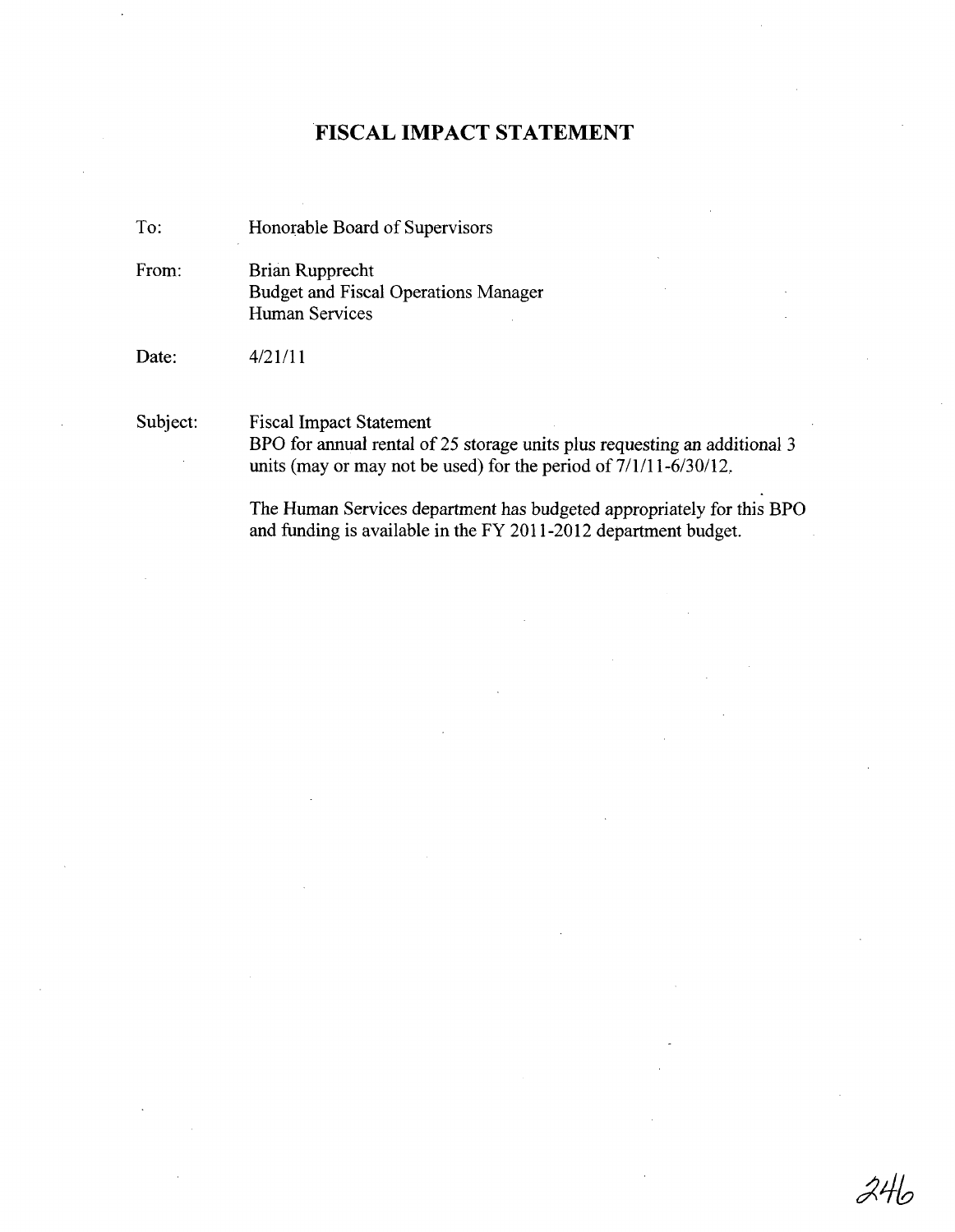# FISCAL IMPACT STATEMENT

To: Honorable Board of Supervisors

From: Brian Rupprecht
Budget and Fiscal Operations Manager
Human Services

Date: 4/21/11

Subject: Fiscal Impact Statement
BPO for annual rental of 25 storage units plus requesting an additional 3 units (may or may not be used) for the period of 7/1/11-6/30/12.

The Human Services department has budgeted appropriately for this BPO and funding is available in the FY 2011-2012 department budget.